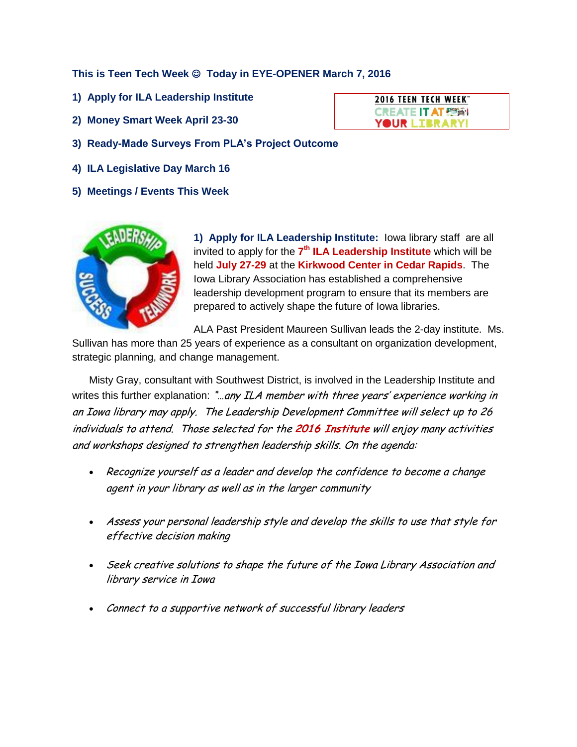**This is Teen Tech Week ☺ Today in EYE-OPENER March 7, 2016**

**1) Apply for ILA Leadership Institute**

**2) Money Smart Week April 23-30**

**3) Ready-Made Surveys From PLA's Project Outcome**

**4) ILA Legislative Day March 16**

**5) Meetings / Events This Week**

**1) Apply for ILA Leadership Institute:** Iowa library staff are all invited to apply for the **7th ILA Leadership Institute** which will be held **July 27-29** at the **Kirkwood Center in Cedar Rapids**. The Iowa Library Association has established a comprehensive leadership development program to ensure that its members are prepared to actively shape the future of Iowa libraries.

ALA Past President Maureen Sullivan leads the 2-day institute. Ms. Sullivan has more than 25 years of experience as a consultant on organization development, strategic planning, and change management.

Misty Gray, consultant with Southwest District, is involved in the Leadership Institute and writes this further explanation: *"…any ILA member with three years' experience working in an Iowa library may apply. The Leadership Development Committee will select up to 26 individuals to attend. Those selected for the* ***2016 Institute*** *will enjoy many activities and workshops designed to strengthen leadership skills. On the agenda:*

- *Recognize yourself as a leader and develop the confidence to become a change agent in your library as well as in the larger community*
- *Assess your personal leadership style and develop the skills to use that style for effective decision making*
- *Seek creative solutions to shape the future of the Iowa Library Association and library service in Iowa*
- *Connect to a supportive network of successful library leaders*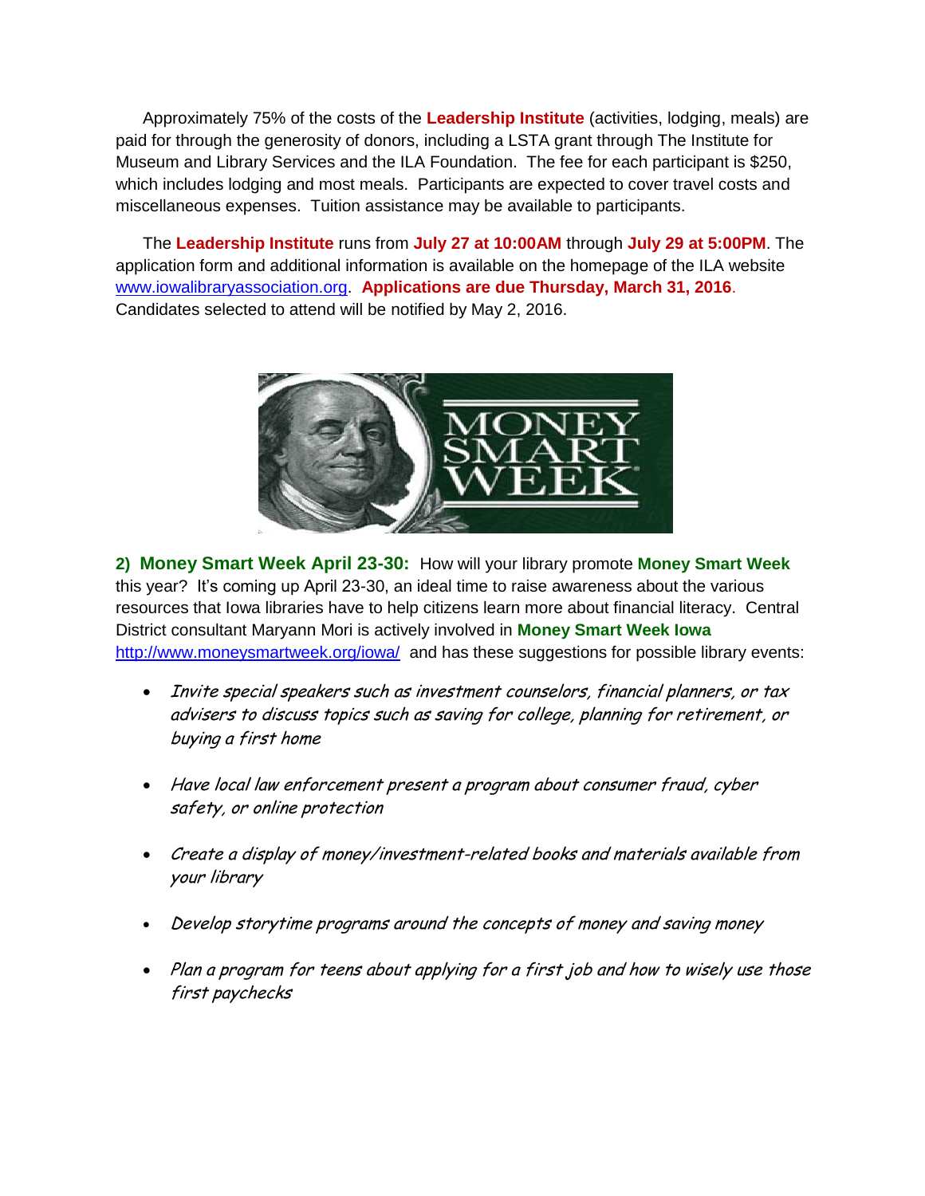Approximately 75% of the costs of the **Leadership Institute** (activities, lodging, meals) are paid for through the generosity of donors, including a LSTA grant through The Institute for Museum and Library Services and the ILA Foundation. The fee for each participant is $250, which includes lodging and most meals. Participants are expected to cover travel costs and miscellaneous expenses. Tuition assistance may be available to participants.

The **Leadership Institute** runs from **July 27 at 10:00AM** through **July 29 at 5:00PM**. The application form and additional information is available on the homepage of the ILA website [www.iowalibraryassociation.org](www.iowalibraryassociation.org). **Applications are due Thursday, March 31, 2016**. Candidates selected to attend will be notified by May 2, 2016.

**2) Money Smart Week April 23-30:** How will your library promote **Money Smart Week** this year? It's coming up April 23-30, an ideal time to raise awareness about the various resources that Iowa libraries have to help citizens learn more about financial literacy. Central District consultant Maryann Mori is actively involved in **Money Smart Week Iowa** [http://www.moneysmartweek.org/iowa/](http://www.moneysmartweek.org/iowa/) and has these suggestions for possible library events:

- *Invite special speakers such as investment counselors, financial planners, or tax advisers to discuss topics such as saving for college, planning for retirement, or buying a first home*
- *Have local law enforcement present a program about consumer fraud, cyber safety, or online protection*
- *Create a display of money/investment-related books and materials available from your library*
- *Develop storytime programs around the concepts of money and saving money*
- *Plan a program for teens about applying for a first job and how to wisely use those first paychecks*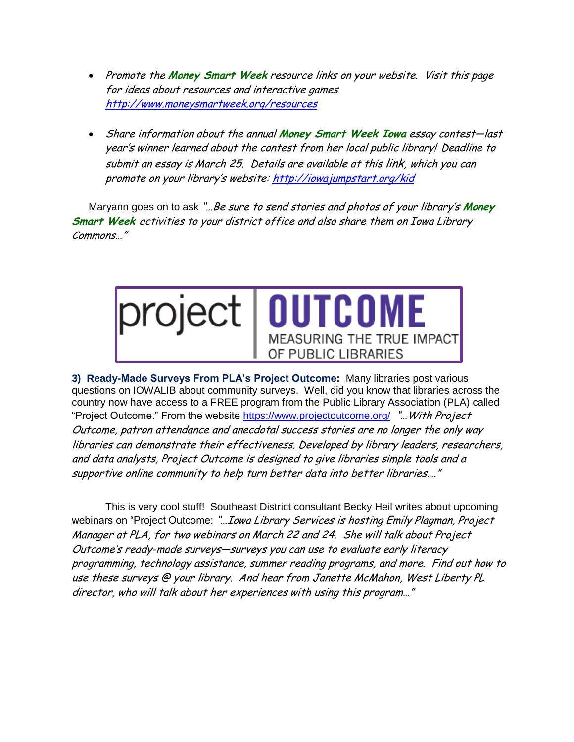- *Promote the **Money Smart Week** resource links on your website. Visit this page for ideas about resources and interactive games* *http://www.moneysmartweek.org/resources*

- *Share information about the annual **Money Smart Week Iowa** essay contest—last year's winner learned about the contest from her local public library! Deadline to submit an essay is March 25. Details are available at this link, which you can promote on your library's website: http://iowajumpstart.org/kid*

Maryann goes on to ask *"…Be sure to send stories and photos of your library's **Money Smart Week** activities to your district office and also share them on Iowa Library Commons…"*

project | OUTCOME
MEASURING THE TRUE IMPACT OF PUBLIC LIBRARIES

**3) Ready-Made Surveys From PLA's Project Outcome:** Many libraries post various questions on IOWALIB about community surveys. Well, did you know that libraries across the country now have access to a FREE program from the Public Library Association (PLA) called "Project Outcome." From the website https://www.projectoutcome.org/ *"…With Project Outcome, patron attendance and anecdotal success stories are no longer the only way libraries can demonstrate their effectiveness. Developed by library leaders, researchers, and data analysts, Project Outcome is designed to give libraries simple tools and a supportive online community to help turn better data into better libraries…."*

This is very cool stuff! Southeast District consultant Becky Heil writes about upcoming webinars on "Project Outcome: *"…Iowa Library Services is hosting Emily Plagman, Project Manager at PLA, for two webinars on March 22 and 24. She will talk about Project Outcome's ready-made surveys—surveys you can use to evaluate early literacy programming, technology assistance, summer reading programs, and more. Find out how to use these surveys @ your library. And hear from Janette McMahon, West Liberty PL director, who will talk about her experiences with using this program…"*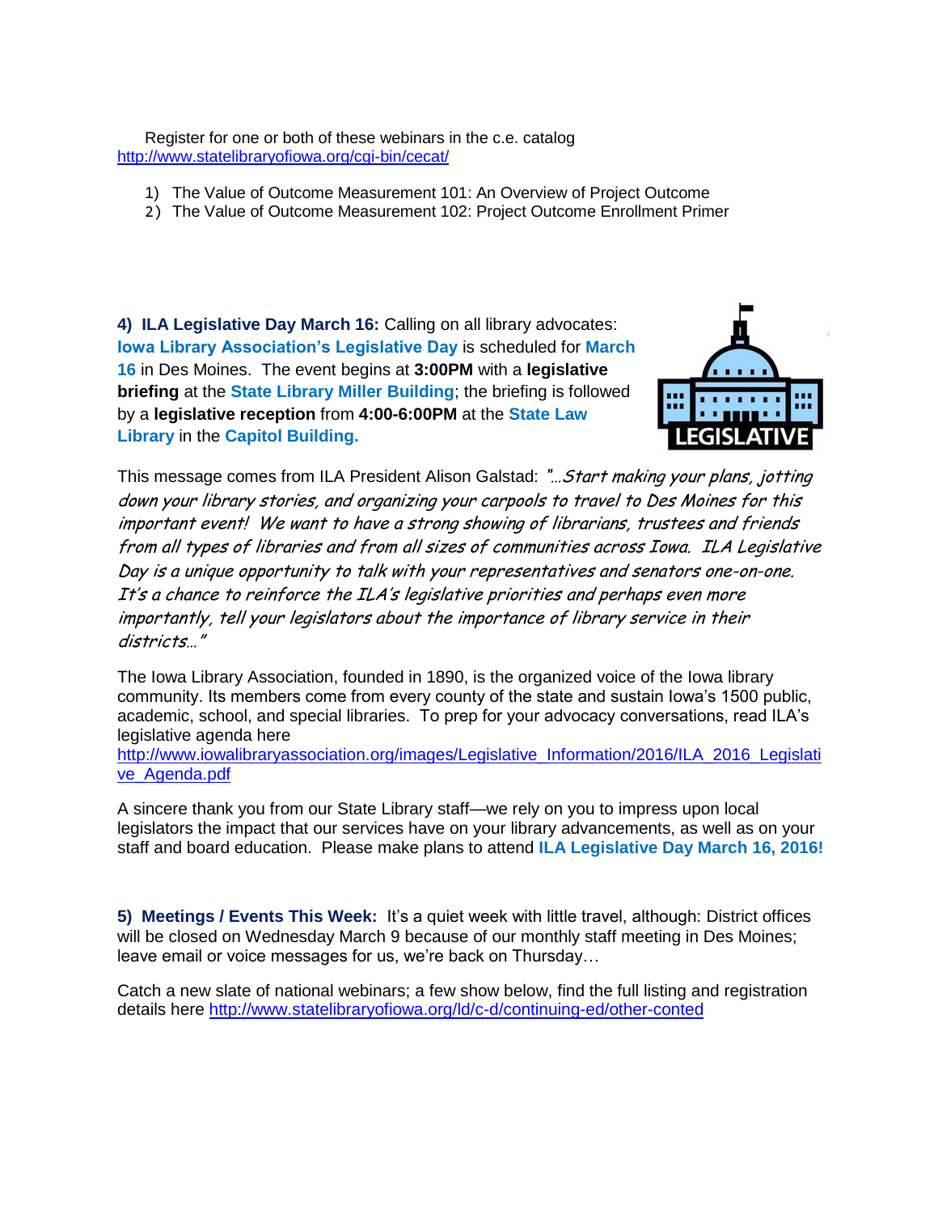Register for one or both of these webinars in the c.e. catalog
http://www.statelibraryofiowa.org/cgi-bin/cecat/

1) The Value of Outcome Measurement 101: An Overview of Project Outcome
2) The Value of Outcome Measurement 102: Project Outcome Enrollment Primer

**4) ILA Legislative Day March 16:** Calling on all library advocates: **Iowa Library Association's Legislative Day** is scheduled for **March 16** in Des Moines. The event begins at **3:00PM** with a **legislative briefing** at the **State Library Miller Building**; the briefing is followed by a **legislative reception** from **4:00-6:00PM** at the **State Law Library** in the **Capitol Building.**

This message comes from ILA President Alison Galstad: *"…Start making your plans, jotting down your library stories, and organizing your carpools to travel to Des Moines for this important event! We want to have a strong showing of librarians, trustees and friends from all types of libraries and from all sizes of communities across Iowa. ILA Legislative Day is a unique opportunity to talk with your representatives and senators one-on-one. It's a chance to reinforce the ILA's legislative priorities and perhaps even more importantly, tell your legislators about the importance of library service in their districts…"*

The Iowa Library Association, founded in 1890, is the organized voice of the Iowa library community. Its members come from every county of the state and sustain Iowa's 1500 public, academic, school, and special libraries. To prep for your advocacy conversations, read ILA's legislative agenda here
http://www.iowalibraryassociation.org/images/Legislative_Information/2016/ILA_2016_Legislative_Agenda.pdf

A sincere thank you from our State Library staff—we rely on you to impress upon local legislators the impact that our services have on your library advancements, as well as on your staff and board education. Please make plans to attend **ILA Legislative Day March 16, 2016!**

**5) Meetings / Events This Week:** It's a quiet week with little travel, although: District offices will be closed on Wednesday March 9 because of our monthly staff meeting in Des Moines; leave email or voice messages for us, we're back on Thursday…

Catch a new slate of national webinars; a few show below, find the full listing and registration details here http://www.statelibraryofiowa.org/ld/c-d/continuing-ed/other-conted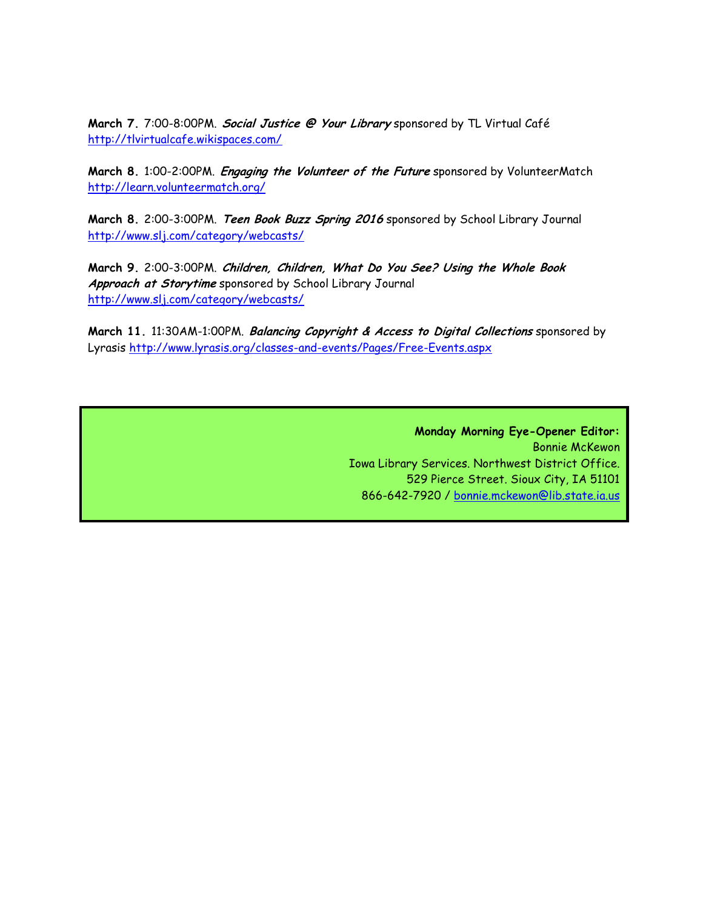**March 7.** 7:00-8:00PM. ***Social Justice @ Your Library*** sponsored by TL Virtual Café
http://tlvirtualcafe.wikispaces.com/

**March 8.** 1:00-2:00PM. ***Engaging the Volunteer of the Future*** sponsored by VolunteerMatch
http://learn.volunteermatch.org/

**March 8.** 2:00-3:00PM. ***Teen Book Buzz Spring 2016*** sponsored by School Library Journal
http://www.slj.com/category/webcasts/

**March 9.** 2:00-3:00PM. ***Children, Children, What Do You See? Using the Whole Book Approach at Storytime*** sponsored by School Library Journal
http://www.slj.com/category/webcasts/

**March 11.** 11:30AM-1:00PM. ***Balancing Copyright & Access to Digital Collections*** sponsored by Lyrasis http://www.lyrasis.org/classes-and-events/Pages/Free-Events.aspx

**Monday Morning Eye-Opener Editor:**
Bonnie McKewon
Iowa Library Services. Northwest District Office.
529 Pierce Street. Sioux City, IA 51101
866-642-7920 / bonnie.mckewon@lib.state.ia.us